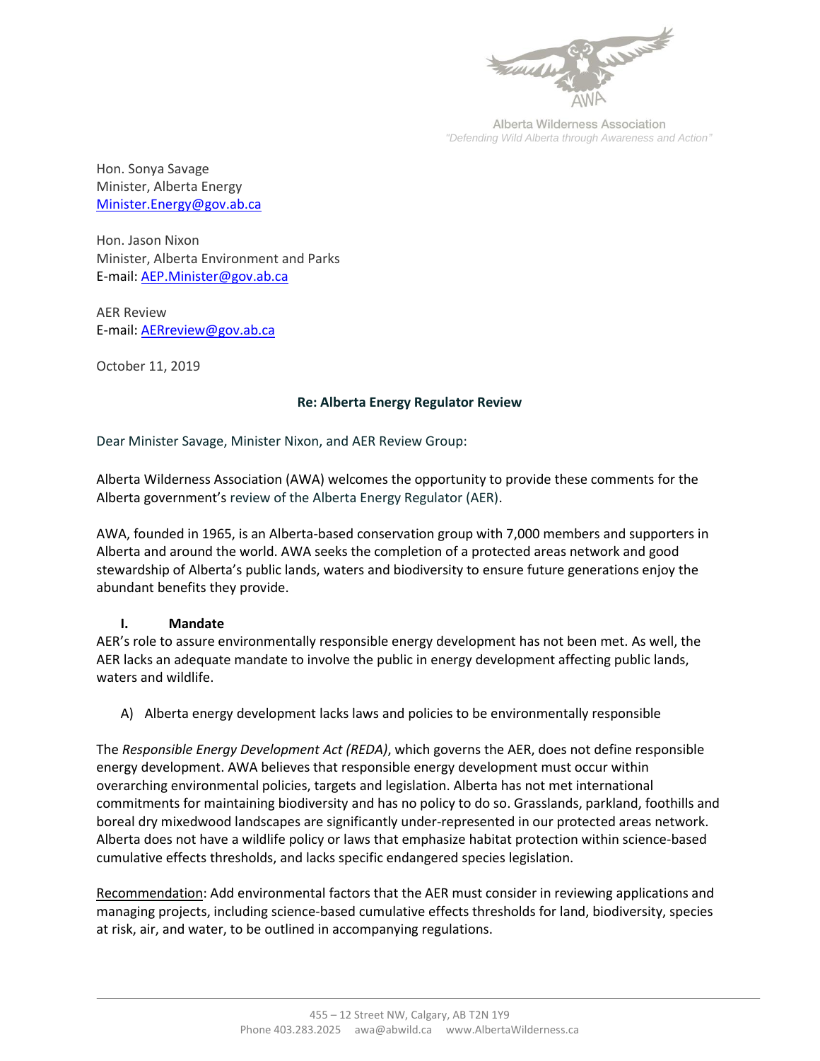Alberta Wilderness Association
*"Defending Wild Alberta through Awareness and Action"*

Hon. Sonya Savage
Minister, Alberta Energy
Minister.Energy@gov.ab.ca

Hon. Jason Nixon
Minister, Alberta Environment and Parks
E-mail: AEP.Minister@gov.ab.ca

AER Review
E-mail: AERreview@gov.ab.ca

October 11, 2019

**Re: Alberta Energy Regulator Review**

Dear Minister Savage, Minister Nixon, and AER Review Group:

Alberta Wilderness Association (AWA) welcomes the opportunity to provide these comments for the Alberta government's review of the Alberta Energy Regulator (AER).

AWA, founded in 1965, is an Alberta-based conservation group with 7,000 members and supporters in Alberta and around the world. AWA seeks the completion of a protected areas network and good stewardship of Alberta's public lands, waters and biodiversity to ensure future generations enjoy the abundant benefits they provide.

## I. Mandate

AER's role to assure environmentally responsible energy development has not been met. As well, the AER lacks an adequate mandate to involve the public in energy development affecting public lands, waters and wildlife.

A) Alberta energy development lacks laws and policies to be environmentally responsible

The *Responsible Energy Development Act (REDA)*, which governs the AER, does not define responsible energy development. AWA believes that responsible energy development must occur within overarching environmental policies, targets and legislation. Alberta has not met international commitments for maintaining biodiversity and has no policy to do so. Grasslands, parkland, foothills and boreal dry mixedwood landscapes are significantly under-represented in our protected areas network. Alberta does not have a wildlife policy or laws that emphasize habitat protection within science-based cumulative effects thresholds, and lacks specific endangered species legislation.

Recommendation: Add environmental factors that the AER must consider in reviewing applications and managing projects, including science-based cumulative effects thresholds for land, biodiversity, species at risk, air, and water, to be outlined in accompanying regulations.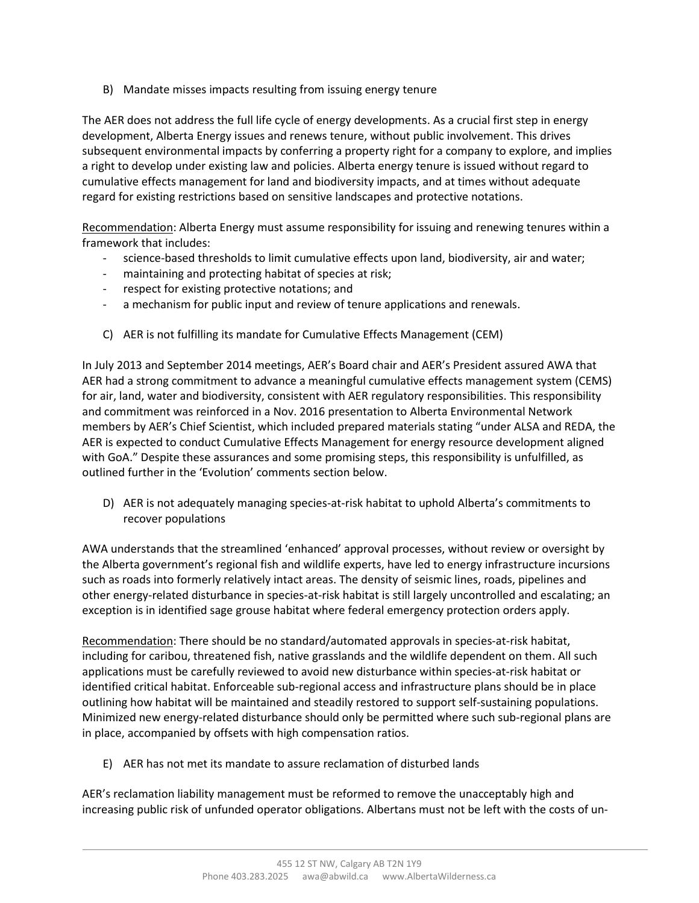B) Mandate misses impacts resulting from issuing energy tenure

The AER does not address the full life cycle of energy developments. As a crucial first step in energy development, Alberta Energy issues and renews tenure, without public involvement. This drives subsequent environmental impacts by conferring a property right for a company to explore, and implies a right to develop under existing law and policies. Alberta energy tenure is issued without regard to cumulative effects management for land and biodiversity impacts, and at times without adequate regard for existing restrictions based on sensitive landscapes and protective notations.

<u>Recommendation</u>: Alberta Energy must assume responsibility for issuing and renewing tenures within a framework that includes:

- science-based thresholds to limit cumulative effects upon land, biodiversity, air and water;
- maintaining and protecting habitat of species at risk;
- respect for existing protective notations; and
- a mechanism for public input and review of tenure applications and renewals.

C) AER is not fulfilling its mandate for Cumulative Effects Management (CEM)

In July 2013 and September 2014 meetings, AER's Board chair and AER's President assured AWA that AER had a strong commitment to advance a meaningful cumulative effects management system (CEMS) for air, land, water and biodiversity, consistent with AER regulatory responsibilities. This responsibility and commitment was reinforced in a Nov. 2016 presentation to Alberta Environmental Network members by AER's Chief Scientist, which included prepared materials stating "under ALSA and REDA, the AER is expected to conduct Cumulative Effects Management for energy resource development aligned with GoA." Despite these assurances and some promising steps, this responsibility is unfulfilled, as outlined further in the 'Evolution' comments section below.

D) AER is not adequately managing species-at-risk habitat to uphold Alberta's commitments to recover populations

AWA understands that the streamlined 'enhanced' approval processes, without review or oversight by the Alberta government's regional fish and wildlife experts, have led to energy infrastructure incursions such as roads into formerly relatively intact areas. The density of seismic lines, roads, pipelines and other energy-related disturbance in species-at-risk habitat is still largely uncontrolled and escalating; an exception is in identified sage grouse habitat where federal emergency protection orders apply.

<u>Recommendation</u>: There should be no standard/automated approvals in species-at-risk habitat, including for caribou, threatened fish, native grasslands and the wildlife dependent on them. All such applications must be carefully reviewed to avoid new disturbance within species-at-risk habitat or identified critical habitat. Enforceable sub-regional access and infrastructure plans should be in place outlining how habitat will be maintained and steadily restored to support self-sustaining populations. Minimized new energy-related disturbance should only be permitted where such sub-regional plans are in place, accompanied by offsets with high compensation ratios.

E) AER has not met its mandate to assure reclamation of disturbed lands

AER's reclamation liability management must be reformed to remove the unacceptably high and increasing public risk of unfunded operator obligations. Albertans must not be left with the costs of un-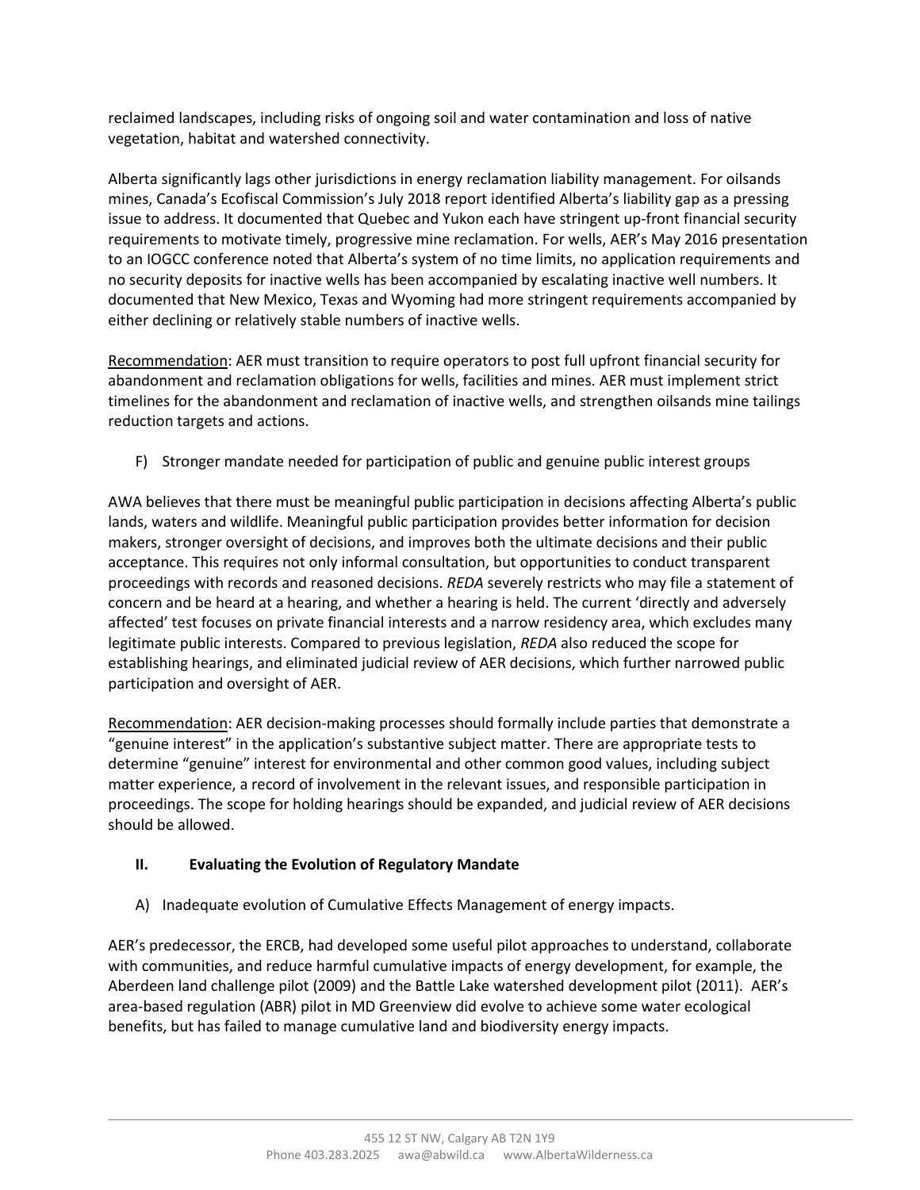reclaimed landscapes, including risks of ongoing soil and water contamination and loss of native vegetation, habitat and watershed connectivity.

Alberta significantly lags other jurisdictions in energy reclamation liability management. For oilsands mines, Canada's Ecofiscal Commission's July 2018 report identified Alberta's liability gap as a pressing issue to address. It documented that Quebec and Yukon each have stringent up-front financial security requirements to motivate timely, progressive mine reclamation. For wells, AER's May 2016 presentation to an IOGCC conference noted that Alberta's system of no time limits, no application requirements and no security deposits for inactive wells has been accompanied by escalating inactive well numbers. It documented that New Mexico, Texas and Wyoming had more stringent requirements accompanied by either declining or relatively stable numbers of inactive wells.

Recommendation: AER must transition to require operators to post full upfront financial security for abandonment and reclamation obligations for wells, facilities and mines. AER must implement strict timelines for the abandonment and reclamation of inactive wells, and strengthen oilsands mine tailings reduction targets and actions.

F) Stronger mandate needed for participation of public and genuine public interest groups

AWA believes that there must be meaningful public participation in decisions affecting Alberta's public lands, waters and wildlife. Meaningful public participation provides better information for decision makers, stronger oversight of decisions, and improves both the ultimate decisions and their public acceptance. This requires not only informal consultation, but opportunities to conduct transparent proceedings with records and reasoned decisions. *REDA* severely restricts who may file a statement of concern and be heard at a hearing, and whether a hearing is held. The current 'directly and adversely affected' test focuses on private financial interests and a narrow residency area, which excludes many legitimate public interests. Compared to previous legislation, *REDA* also reduced the scope for establishing hearings, and eliminated judicial review of AER decisions, which further narrowed public participation and oversight of AER.

Recommendation: AER decision-making processes should formally include parties that demonstrate a "genuine interest" in the application's substantive subject matter. There are appropriate tests to determine "genuine" interest for environmental and other common good values, including subject matter experience, a record of involvement in the relevant issues, and responsible participation in proceedings. The scope for holding hearings should be expanded, and judicial review of AER decisions should be allowed.

## II. Evaluating the Evolution of Regulatory Mandate

A) Inadequate evolution of Cumulative Effects Management of energy impacts.

AER's predecessor, the ERCB, had developed some useful pilot approaches to understand, collaborate with communities, and reduce harmful cumulative impacts of energy development, for example, the Aberdeen land challenge pilot (2009) and the Battle Lake watershed development pilot (2011). AER's area-based regulation (ABR) pilot in MD Greenview did evolve to achieve some water ecological benefits, but has failed to manage cumulative land and biodiversity energy impacts.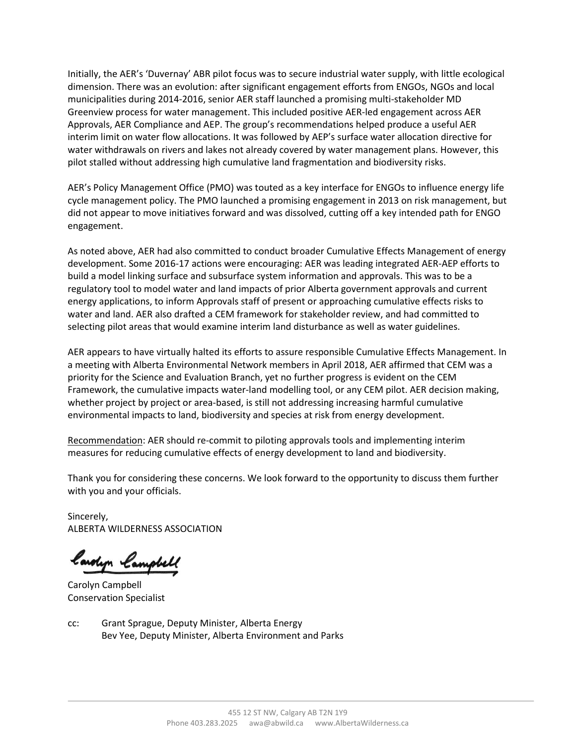Initially, the AER's 'Duvernay' ABR pilot focus was to secure industrial water supply, with little ecological dimension. There was an evolution: after significant engagement efforts from ENGOs, NGOs and local municipalities during 2014-2016, senior AER staff launched a promising multi-stakeholder MD Greenview process for water management. This included positive AER-led engagement across AER Approvals, AER Compliance and AEP. The group's recommendations helped produce a useful AER interim limit on water flow allocations. It was followed by AEP's surface water allocation directive for water withdrawals on rivers and lakes not already covered by water management plans. However, this pilot stalled without addressing high cumulative land fragmentation and biodiversity risks.

AER's Policy Management Office (PMO) was touted as a key interface for ENGOs to influence energy life cycle management policy. The PMO launched a promising engagement in 2013 on risk management, but did not appear to move initiatives forward and was dissolved, cutting off a key intended path for ENGO engagement.

As noted above, AER had also committed to conduct broader Cumulative Effects Management of energy development. Some 2016-17 actions were encouraging: AER was leading integrated AER-AEP efforts to build a model linking surface and subsurface system information and approvals. This was to be a regulatory tool to model water and land impacts of prior Alberta government approvals and current energy applications, to inform Approvals staff of present or approaching cumulative effects risks to water and land. AER also drafted a CEM framework for stakeholder review, and had committed to selecting pilot areas that would examine interim land disturbance as well as water guidelines.

AER appears to have virtually halted its efforts to assure responsible Cumulative Effects Management. In a meeting with Alberta Environmental Network members in April 2018, AER affirmed that CEM was a priority for the Science and Evaluation Branch, yet no further progress is evident on the CEM Framework, the cumulative impacts water-land modelling tool, or any CEM pilot. AER decision making, whether project by project or area-based, is still not addressing increasing harmful cumulative environmental impacts to land, biodiversity and species at risk from energy development.

<u>Recommendation</u>: AER should re-commit to piloting approvals tools and implementing interim measures for reducing cumulative effects of energy development to land and biodiversity.

Thank you for considering these concerns. We look forward to the opportunity to discuss them further with you and your officials.

Sincerely,
ALBERTA WILDERNESS ASSOCIATION

Carolyn Campbell

Carolyn Campbell
Conservation Specialist

cc: Grant Sprague, Deputy Minister, Alberta Energy
Bev Yee, Deputy Minister, Alberta Environment and Parks

455 12 ST NW, Calgary AB T2N 1Y9
Phone 403.283.2025 awa@abwild.ca www.AlbertaWilderness.ca